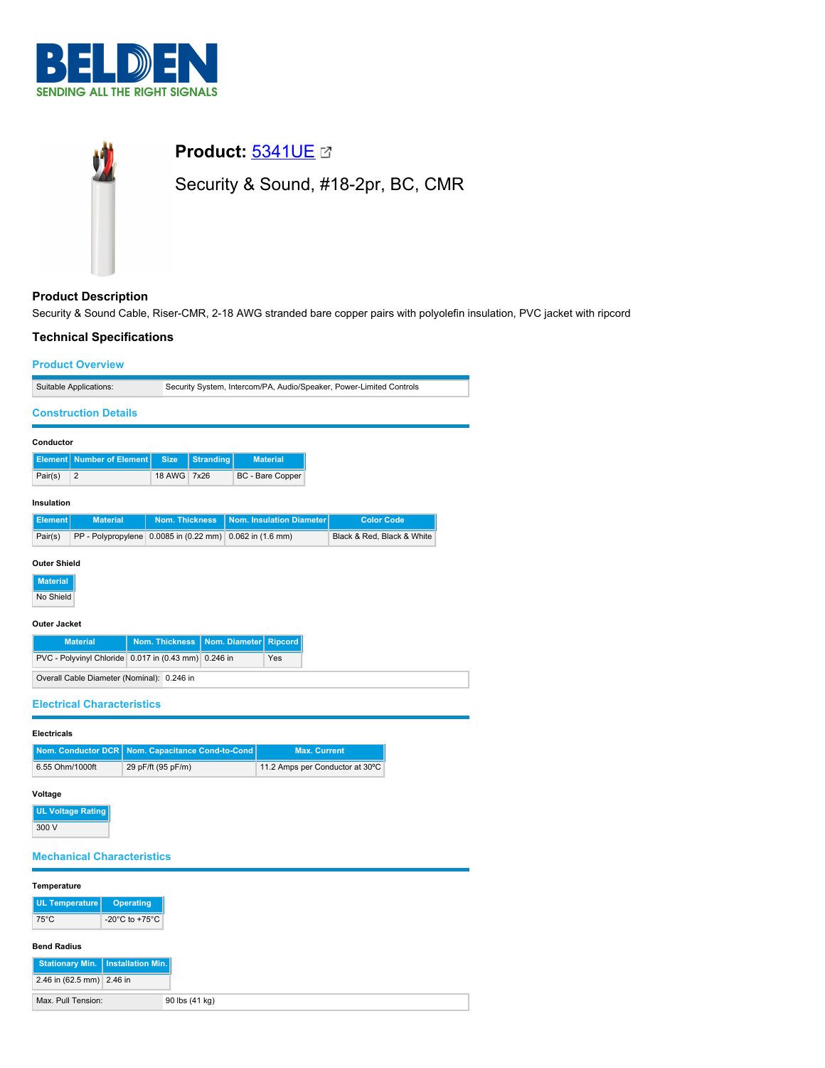# BELDEN
SENDING ALL THE RIGHT SIGNALS

## Product: 5341UE

Security & Sound, #18-2pr, BC, CMR

### Product Description

Security & Sound Cable, Riser-CMR, 2-18 AWG stranded bare copper pairs with polyolefin insulation, PVC jacket with ripcord

### Technical Specifications

#### Product Overview

| Suitable Applications: | Security System, Intercom/PA, Audio/Speaker, Power-Limited Controls |
|---|---|

#### Construction Details

**Conductor**

| Element | Number of Element | Size | Stranding | Material |
|---|---|---|---|---|
| Pair(s) | 2 | 18 AWG | 7x26 | BC - Bare Copper |

**Insulation**

| Element | Material | Nom. Thickness | Nom. Insulation Diameter | Color Code |
|---|---|---|---|---|
| Pair(s) | PP - Polypropylene | 0.0085 in (0.22 mm) | 0.062 in (1.6 mm) | Black & Red, Black & White |

**Outer Shield**

| Material |
|---|
| No Shield |

**Outer Jacket**

| Material | Nom. Thickness | Nom. Diameter | Ripcord |
|---|---|---|---|
| PVC - Polyvinyl Chloride | 0.017 in (0.43 mm) | 0.246 in | Yes |

| Overall Cable Diameter (Nominal): | 0.246 in |
|---|---|

#### Electrical Characteristics

**Electricals**

| Nom. Conductor DCR | Nom. Capacitance Cond-to-Cond | Max. Current |
|---|---|---|
| 6.55 Ohm/1000ft | 29 pF/ft (95 pF/m) | 11.2 Amps per Conductor at 30ºC |

**Voltage**

| UL Voltage Rating |
|---|
| 300 V |

#### Mechanical Characteristics

**Temperature**

| UL Temperature | Operating |
|---|---|
| 75°C | -20°C to +75°C |

**Bend Radius**

| Stationary Min. | Installation Min. |
|---|---|
| 2.46 in (62.5 mm) | 2.46 in |

| Max. Pull Tension: | 90 lbs (41 kg) |
|---|---|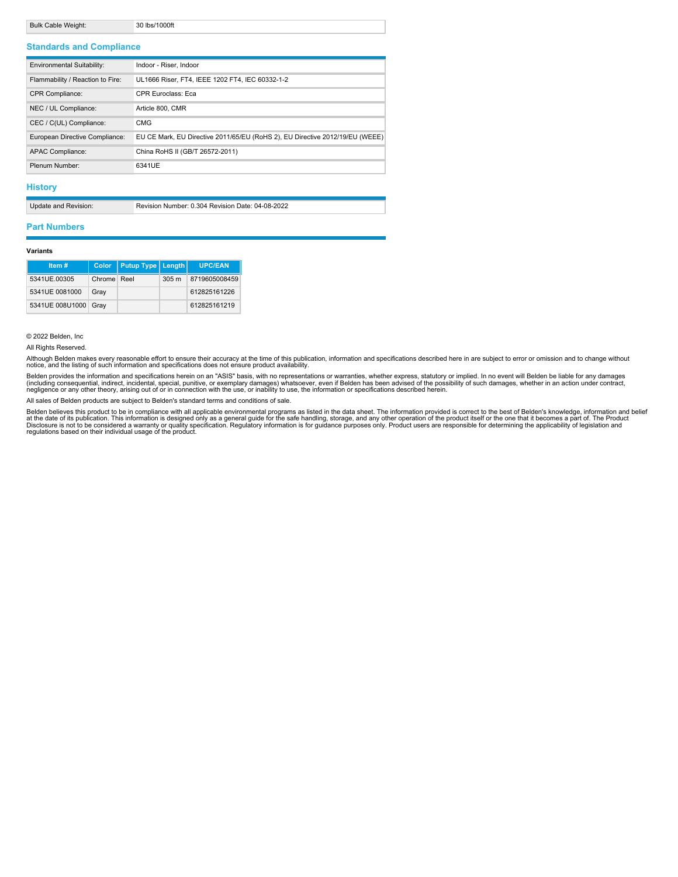| | |
|---|---|
| Bulk Cable Weight: | 30 lbs/1000ft |

## Standards and Compliance

| | |
|---|---|
| Environmental Suitability: | Indoor - Riser, Indoor |
| Flammability / Reaction to Fire: | UL1666 Riser, FT4, IEEE 1202 FT4, IEC 60332-1-2 |
| CPR Compliance: | CPR Euroclass: Eca |
| NEC / UL Compliance: | Article 800, CMR |
| CEC / C(UL) Compliance: | CMG |
| European Directive Compliance: | EU CE Mark, EU Directive 2011/65/EU (RoHS 2), EU Directive 2012/19/EU (WEEE) |
| APAC Compliance: | China RoHS II (GB/T 26572-2011) |
| Plenum Number: | 6341UE |

## History

| | |
|---|---|
| Update and Revision: | Revision Number: 0.304 Revision Date: 04-08-2022 |

## Part Numbers

**Variants**

| Item # | Color | Putup Type | Length | UPC/EAN |
|---|---|---|---|---|
| 5341UE.00305 | Chrome | Reel | 305 m | 8719605008459 |
| 5341UE 0081000 | Gray | | | 612825161226 |
| 5341UE 008U1000 | Gray | | | 612825161219 |

© 2022 Belden, Inc

All Rights Reserved.

Although Belden makes every reasonable effort to ensure their accuracy at the time of this publication, information and specifications described here in are subject to error or omission and to change without notice, and the listing of such information and specifications does not ensure product availability.

Belden provides the information and specifications herein on an "ASIS" basis, with no representations or warranties, whether express, statutory or implied. In no event will Belden be liable for any damages (including consequential, indirect, incidental, special, punitive, or exemplary damages) whatsoever, even if Belden has been advised of the possibility of such damages, whether in an action under contract, negligence or any other theory, arising out of or in connection with the use, or inability to use, the information or specifications described herein.

All sales of Belden products are subject to Belden's standard terms and conditions of sale.

Belden believes this product to be in compliance with all applicable environmental programs as listed in the data sheet. The information provided is correct to the best of Belden's knowledge, information and belief at the date of its publication. This information is designed only as a general guide for the safe handling, storage, and any other operation of the product itself or the one that it becomes a part of. The Product Disclosure is not to be considered a warranty or quality specification. Regulatory information is for guidance purposes only. Product users are responsible for determining the applicability of legislation and regulations based on their individual usage of the product.